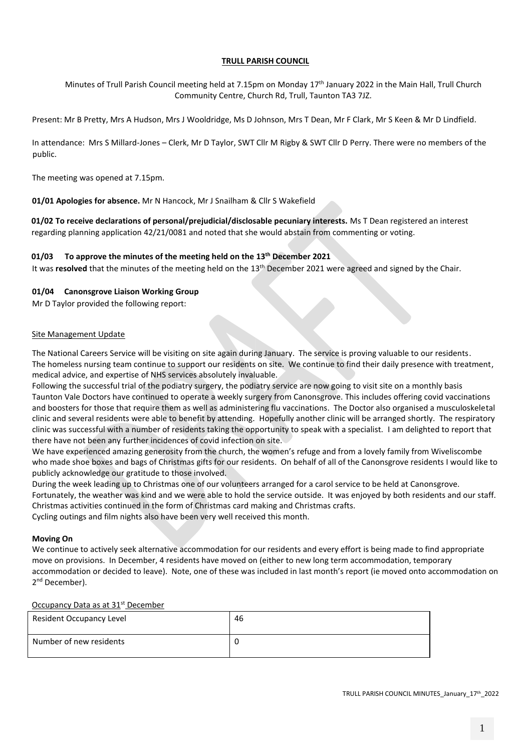**TRULL PARISH COUNCIL**

Minutes of Trull Parish Council meeting held at 7.15pm on Monday 17th January 2022 in the Main Hall, Trull Church Community Centre, Church Rd, Trull, Taunton TA3 7JZ.

Present: Mr B Pretty, Mrs A Hudson, Mrs J Wooldridge, Ms D Johnson, Mrs T Dean, Mr F Clark, Mr S Keen & Mr D Lindfield.

In attendance: Mrs S Millard-Jones – Clerk, Mr D Taylor, SWT Cllr M Rigby & SWT Cllr D Perry. There were no members of the public.

The meeting was opened at 7.15pm.

**01/01 Apologies for absence.** Mr N Hancock, Mr J Snailham & Cllr S Wakefield

**01/02 To receive declarations of personal/prejudicial/disclosable pecuniary interests.** Ms T Dean registered an interest regarding planning application 42/21/0081 and noted that she would abstain from commenting or voting.

**01/03 To approve the minutes of the meeting held on the 13th December 2021**

It was **resolved** that the minutes of the meeting held on the 13th December 2021 were agreed and signed by the Chair.

**01/04 Canonsgrove Liaison Working Group**

Mr D Taylor provided the following report:

Site Management Update

The National Careers Service will be visiting on site again during January. The service is proving valuable to our residents. The homeless nursing team continue to support our residents on site. We continue to find their daily presence with treatment, medical advice, and expertise of NHS services absolutely invaluable.

Following the successful trial of the podiatry surgery, the podiatry service are now going to visit site on a monthly basis Taunton Vale Doctors have continued to operate a weekly surgery from Canonsgrove. This includes offering covid vaccinations and boosters for those that require them as well as administering flu vaccinations. The Doctor also organised a musculoskeletal clinic and several residents were able to benefit by attending. Hopefully another clinic will be arranged shortly. The respiratory clinic was successful with a number of residents taking the opportunity to speak with a specialist. I am delighted to report that there have not been any further incidences of covid infection on site.

We have experienced amazing generosity from the church, the women's refuge and from a lovely family from Wiveliscombe who made shoe boxes and bags of Christmas gifts for our residents. On behalf of all of the Canonsgrove residents I would like to publicly acknowledge our gratitude to those involved.

During the week leading up to Christmas one of our volunteers arranged for a carol service to be held at Canonsgrove. Fortunately, the weather was kind and we were able to hold the service outside. It was enjoyed by both residents and our staff. Christmas activities continued in the form of Christmas card making and Christmas crafts.

Cycling outings and film nights also have been very well received this month.

**Moving On**

We continue to actively seek alternative accommodation for our residents and every effort is being made to find appropriate move on provisions. In December, 4 residents have moved on (either to new long term accommodation, temporary accommodation or decided to leave). Note, one of these was included in last month's report (ie moved onto accommodation on 2nd December).

Occupancy Data as at 31st December

| Resident Occupancy Level | 46 |
|---|---|
| Number of new residents | 0 |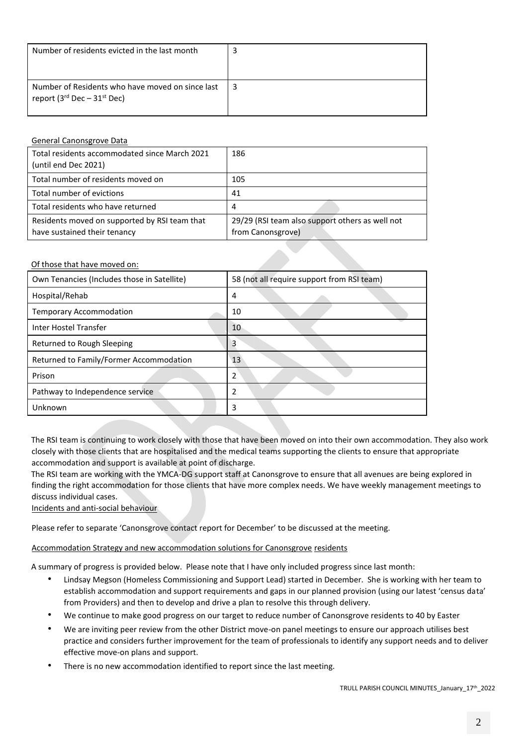| Number of residents evicted in the last month | 3 |
|---|---|
| Number of Residents who have moved on since last report (3rd Dec – 31st Dec) | 3 |

General Canonsgrove Data

| Total residents accommodated since March 2021 (until end Dec 2021) | 186 |
|---|---|
| Total number of residents moved on | 105 |
| Total number of evictions | 41 |
| Total residents who have returned | 4 |
| Residents moved on supported by RSI team that have sustained their tenancy | 29/29 (RSI team also support others as well not from Canonsgrove) |

Of those that have moved on:

| Own Tenancies (Includes those in Satellite) | 58 (not all require support from RSI team) |
|---|---|
| Hospital/Rehab | 4 |
| Temporary Accommodation | 10 |
| Inter Hostel Transfer | 10 |
| Returned to Rough Sleeping | 3 |
| Returned to Family/Former Accommodation | 13 |
| Prison | 2 |
| Pathway to Independence service | 2 |
| Unknown | 3 |

The RSI team is continuing to work closely with those that have been moved on into their own accommodation. They also work closely with those clients that are hospitalised and the medical teams supporting the clients to ensure that appropriate accommodation and support is available at point of discharge.

The RSI team are working with the YMCA-DG support staff at Canonsgrove to ensure that all avenues are being explored in finding the right accommodation for those clients that have more complex needs. We have weekly management meetings to discuss individual cases.

Incidents and anti-social behaviour

Please refer to separate 'Canonsgrove contact report for December' to be discussed at the meeting.

Accommodation Strategy and new accommodation solutions for Canonsgrove residents

A summary of progress is provided below. Please note that I have only included progress since last month:

- Lindsay Megson (Homeless Commissioning and Support Lead) started in December. She is working with her team to establish accommodation and support requirements and gaps in our planned provision (using our latest 'census data' from Providers) and then to develop and drive a plan to resolve this through delivery.
- We continue to make good progress on our target to reduce number of Canonsgrove residents to 40 by Easter
- We are inviting peer review from the other District move-on panel meetings to ensure our approach utilises best practice and considers further improvement for the team of professionals to identify any support needs and to deliver effective move-on plans and support.
- There is no new accommodation identified to report since the last meeting.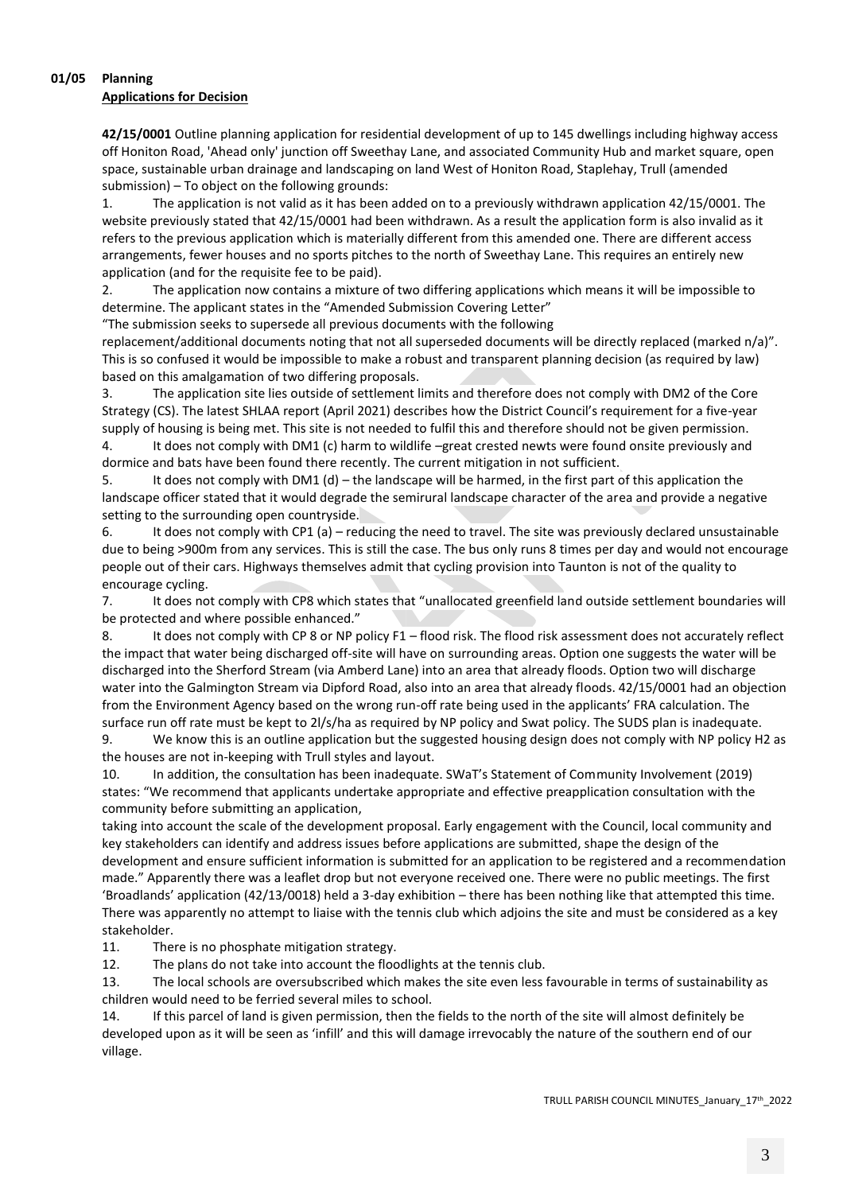**01/05 Planning**

**Applications for Decision**

**42/15/0001** Outline planning application for residential development of up to 145 dwellings including highway access off Honiton Road, 'Ahead only' junction off Sweethay Lane, and associated Community Hub and market square, open space, sustainable urban drainage and landscaping on land West of Honiton Road, Staplehay, Trull (amended submission) – To object on the following grounds:

1. The application is not valid as it has been added on to a previously withdrawn application 42/15/0001. The website previously stated that 42/15/0001 had been withdrawn. As a result the application form is also invalid as it refers to the previous application which is materially different from this amended one. There are different access arrangements, fewer houses and no sports pitches to the north of Sweethay Lane. This requires an entirely new application (and for the requisite fee to be paid).
2. The application now contains a mixture of two differing applications which means it will be impossible to determine. The applicant states in the "Amended Submission Covering Letter" "The submission seeks to supersede all previous documents with the following replacement/additional documents noting that not all superseded documents will be directly replaced (marked n/a)". This is so confused it would be impossible to make a robust and transparent planning decision (as required by law) based on this amalgamation of two differing proposals.
3. The application site lies outside of settlement limits and therefore does not comply with DM2 of the Core Strategy (CS). The latest SHLAA report (April 2021) describes how the District Council's requirement for a five-year supply of housing is being met. This site is not needed to fulfil this and therefore should not be given permission.
4. It does not comply with DM1 (c) harm to wildlife –great crested newts were found onsite previously and dormice and bats have been found there recently. The current mitigation in not sufficient.
5. It does not comply with DM1 (d) – the landscape will be harmed, in the first part of this application the landscape officer stated that it would degrade the semirural landscape character of the area and provide a negative setting to the surrounding open countryside.
6. It does not comply with CP1 (a) – reducing the need to travel. The site was previously declared unsustainable due to being >900m from any services. This is still the case. The bus only runs 8 times per day and would not encourage people out of their cars. Highways themselves admit that cycling provision into Taunton is not of the quality to encourage cycling.
7. It does not comply with CP8 which states that "unallocated greenfield land outside settlement boundaries will be protected and where possible enhanced."
8. It does not comply with CP 8 or NP policy F1 – flood risk. The flood risk assessment does not accurately reflect the impact that water being discharged off-site will have on surrounding areas. Option one suggests the water will be discharged into the Sherford Stream (via Amberd Lane) into an area that already floods. Option two will discharge water into the Galmington Stream via Dipford Road, also into an area that already floods. 42/15/0001 had an objection from the Environment Agency based on the wrong run-off rate being used in the applicants' FRA calculation. The surface run off rate must be kept to 2l/s/ha as required by NP policy and Swat policy. The SUDS plan is inadequate.
9. We know this is an outline application but the suggested housing design does not comply with NP policy H2 as the houses are not in-keeping with Trull styles and layout.
10. In addition, the consultation has been inadequate. SWaT's Statement of Community Involvement (2019) states: "We recommend that applicants undertake appropriate and effective preapplication consultation with the community before submitting an application, taking into account the scale of the development proposal. Early engagement with the Council, local community and key stakeholders can identify and address issues before applications are submitted, shape the design of the development and ensure sufficient information is submitted for an application to be registered and a recommendation made." Apparently there was a leaflet drop but not everyone received one. There were no public meetings. The first 'Broadlands' application (42/13/0018) held a 3-day exhibition – there has been nothing like that attempted this time. There was apparently no attempt to liaise with the tennis club which adjoins the site and must be considered as a key stakeholder.
11. There is no phosphate mitigation strategy.
12. The plans do not take into account the floodlights at the tennis club.
13. The local schools are oversubscribed which makes the site even less favourable in terms of sustainability as children would need to be ferried several miles to school.
14. If this parcel of land is given permission, then the fields to the north of the site will almost definitely be developed upon as it will be seen as 'infill' and this will damage irrevocably the nature of the southern end of our village.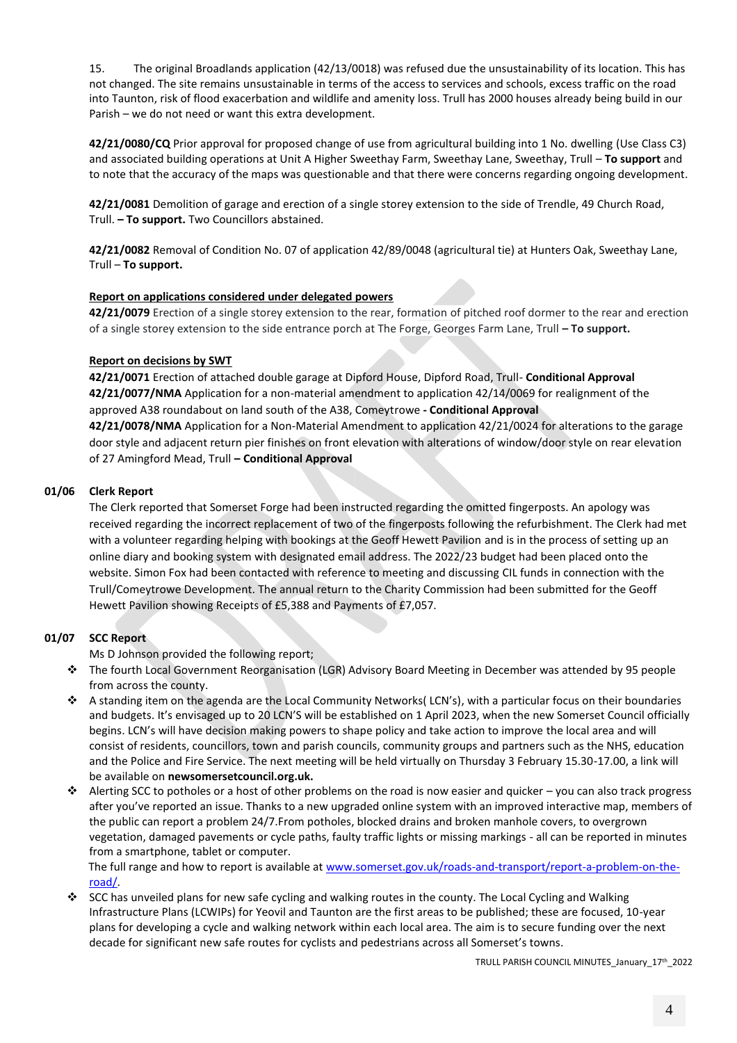15. The original Broadlands application (42/13/0018) was refused due the unsustainability of its location. This has not changed. The site remains unsustainable in terms of the access to services and schools, excess traffic on the road into Taunton, risk of flood exacerbation and wildlife and amenity loss. Trull has 2000 houses already being build in our Parish – we do not need or want this extra development.

**42/21/0080/CQ** Prior approval for proposed change of use from agricultural building into 1 No. dwelling (Use Class C3) and associated building operations at Unit A Higher Sweethay Farm, Sweethay Lane, Sweethay, Trull – **To support** and to note that the accuracy of the maps was questionable and that there were concerns regarding ongoing development.

**42/21/0081** Demolition of garage and erection of a single storey extension to the side of Trendle, 49 Church Road, Trull. **– To support.** Two Councillors abstained.

**42/21/0082** Removal of Condition No. 07 of application 42/89/0048 (agricultural tie) at Hunters Oak, Sweethay Lane, Trull – **To support.**

**Report on applications considered under delegated powers**

**42/21/0079** Erection of a single storey extension to the rear, formation of pitched roof dormer to the rear and erection of a single storey extension to the side entrance porch at The Forge, Georges Farm Lane, Trull **– To support.**

**Report on decisions by SWT**

**42/21/0071** Erection of attached double garage at Dipford House, Dipford Road, Trull- **Conditional Approval**

**42/21/0077/NMA** Application for a non-material amendment to application 42/14/0069 for realignment of the approved A38 roundabout on land south of the A38, Comeytrowe **- Conditional Approval**

**42/21/0078/NMA** Application for a Non-Material Amendment to application 42/21/0024 for alterations to the garage door style and adjacent return pier finishes on front elevation with alterations of window/door style on rear elevation of 27 Amingford Mead, Trull **– Conditional Approval**

**01/06 Clerk Report**

The Clerk reported that Somerset Forge had been instructed regarding the omitted fingerposts. An apology was received regarding the incorrect replacement of two of the fingerposts following the refurbishment. The Clerk had met with a volunteer regarding helping with bookings at the Geoff Hewett Pavilion and is in the process of setting up an online diary and booking system with designated email address. The 2022/23 budget had been placed onto the website. Simon Fox had been contacted with reference to meeting and discussing CIL funds in connection with the Trull/Comeytrowe Development. The annual return to the Charity Commission had been submitted for the Geoff Hewett Pavilion showing Receipts of £5,388 and Payments of £7,057.

**01/07 SCC Report**

Ms D Johnson provided the following report;

- The fourth Local Government Reorganisation (LGR) Advisory Board Meeting in December was attended by 95 people from across the county.
- A standing item on the agenda are the Local Community Networks( LCN's), with a particular focus on their boundaries and budgets. It's envisaged up to 20 LCN'S will be established on 1 April 2023, when the new Somerset Council officially begins. LCN's will have decision making powers to shape policy and take action to improve the local area and will consist of residents, councillors, town and parish councils, community groups and partners such as the NHS, education and the Police and Fire Service. The next meeting will be held virtually on Thursday 3 February 15.30-17.00, a link will be available on **newsomersetcouncil.org.uk.**
- Alerting SCC to potholes or a host of other problems on the road is now easier and quicker – you can also track progress after you've reported an issue. Thanks to a new upgraded online system with an improved interactive map, members of the public can report a problem 24/7.From potholes, blocked drains and broken manhole covers, to overgrown vegetation, damaged pavements or cycle paths, faulty traffic lights or missing markings - all can be reported in minutes from a smartphone, tablet or computer.
  The full range and how to report is available at [www.somerset.gov.uk/roads-and-transport/report-a-problem-on-the-road/](www.somerset.gov.uk/roads-and-transport/report-a-problem-on-the-road/).
- SCC has unveiled plans for new safe cycling and walking routes in the county. The Local Cycling and Walking Infrastructure Plans (LCWIPs) for Yeovil and Taunton are the first areas to be published; these are focused, 10-year plans for developing a cycle and walking network within each local area. The aim is to secure funding over the next decade for significant new safe routes for cyclists and pedestrians across all Somerset's towns.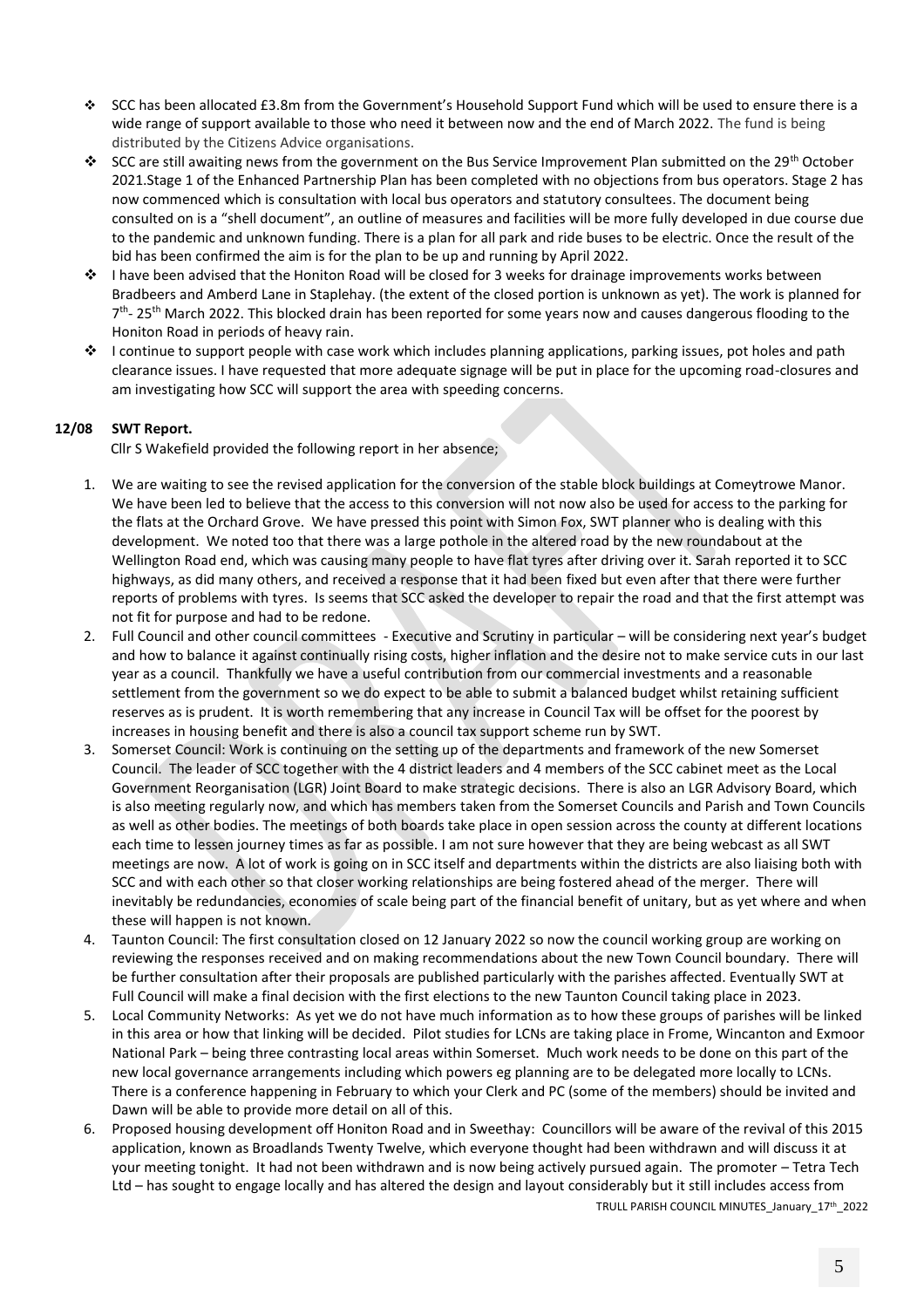- SCC has been allocated £3.8m from the Government's Household Support Fund which will be used to ensure there is a wide range of support available to those who need it between now and the end of March 2022. The fund is being distributed by the Citizens Advice organisations.
- SCC are still awaiting news from the government on the Bus Service Improvement Plan submitted on the 29th October 2021.Stage 1 of the Enhanced Partnership Plan has been completed with no objections from bus operators. Stage 2 has now commenced which is consultation with local bus operators and statutory consultees. The document being consulted on is a "shell document", an outline of measures and facilities will be more fully developed in due course due to the pandemic and unknown funding. There is a plan for all park and ride buses to be electric. Once the result of the bid has been confirmed the aim is for the plan to be up and running by April 2022.
- I have been advised that the Honiton Road will be closed for 3 weeks for drainage improvements works between Bradbeers and Amberd Lane in Staplehay. (the extent of the closed portion is unknown as yet). The work is planned for 7th- 25th March 2022. This blocked drain has been reported for some years now and causes dangerous flooding to the Honiton Road in periods of heavy rain.
- I continue to support people with case work which includes planning applications, parking issues, pot holes and path clearance issues. I have requested that more adequate signage will be put in place for the upcoming road-closures and am investigating how SCC will support the area with speeding concerns.

**12/08 SWT Report.**

Cllr S Wakefield provided the following report in her absence;

1. We are waiting to see the revised application for the conversion of the stable block buildings at Comeytrowe Manor. We have been led to believe that the access to this conversion will not now also be used for access to the parking for the flats at the Orchard Grove. We have pressed this point with Simon Fox, SWT planner who is dealing with this development. We noted too that there was a large pothole in the altered road by the new roundabout at the Wellington Road end, which was causing many people to have flat tyres after driving over it. Sarah reported it to SCC highways, as did many others, and received a response that it had been fixed but even after that there were further reports of problems with tyres. Is seems that SCC asked the developer to repair the road and that the first attempt was not fit for purpose and had to be redone.
2. Full Council and other council committees - Executive and Scrutiny in particular – will be considering next year's budget and how to balance it against continually rising costs, higher inflation and the desire not to make service cuts in our last year as a council. Thankfully we have a useful contribution from our commercial investments and a reasonable settlement from the government so we do expect to be able to submit a balanced budget whilst retaining sufficient reserves as is prudent. It is worth remembering that any increase in Council Tax will be offset for the poorest by increases in housing benefit and there is also a council tax support scheme run by SWT.
3. Somerset Council: Work is continuing on the setting up of the departments and framework of the new Somerset Council. The leader of SCC together with the 4 district leaders and 4 members of the SCC cabinet meet as the Local Government Reorganisation (LGR) Joint Board to make strategic decisions. There is also an LGR Advisory Board, which is also meeting regularly now, and which has members taken from the Somerset Councils and Parish and Town Councils as well as other bodies. The meetings of both boards take place in open session across the county at different locations each time to lessen journey times as far as possible. I am not sure however that they are being webcast as all SWT meetings are now. A lot of work is going on in SCC itself and departments within the districts are also liaising both with SCC and with each other so that closer working relationships are being fostered ahead of the merger. There will inevitably be redundancies, economies of scale being part of the financial benefit of unitary, but as yet where and when these will happen is not known.
4. Taunton Council: The first consultation closed on 12 January 2022 so now the council working group are working on reviewing the responses received and on making recommendations about the new Town Council boundary. There will be further consultation after their proposals are published particularly with the parishes affected. Eventually SWT at Full Council will make a final decision with the first elections to the new Taunton Council taking place in 2023.
5. Local Community Networks: As yet we do not have much information as to how these groups of parishes will be linked in this area or how that linking will be decided. Pilot studies for LCNs are taking place in Frome, Wincanton and Exmoor National Park – being three contrasting local areas within Somerset. Much work needs to be done on this part of the new local governance arrangements including which powers eg planning are to be delegated more locally to LCNs. There is a conference happening in February to which your Clerk and PC (some of the members) should be invited and Dawn will be able to provide more detail on all of this.
6. Proposed housing development off Honiton Road and in Sweethay: Councillors will be aware of the revival of this 2015 application, known as Broadlands Twenty Twelve, which everyone thought had been withdrawn and will discuss it at your meeting tonight. It had not been withdrawn and is now being actively pursued again. The promoter – Tetra Tech Ltd – has sought to engage locally and has altered the design and layout considerably but it still includes access from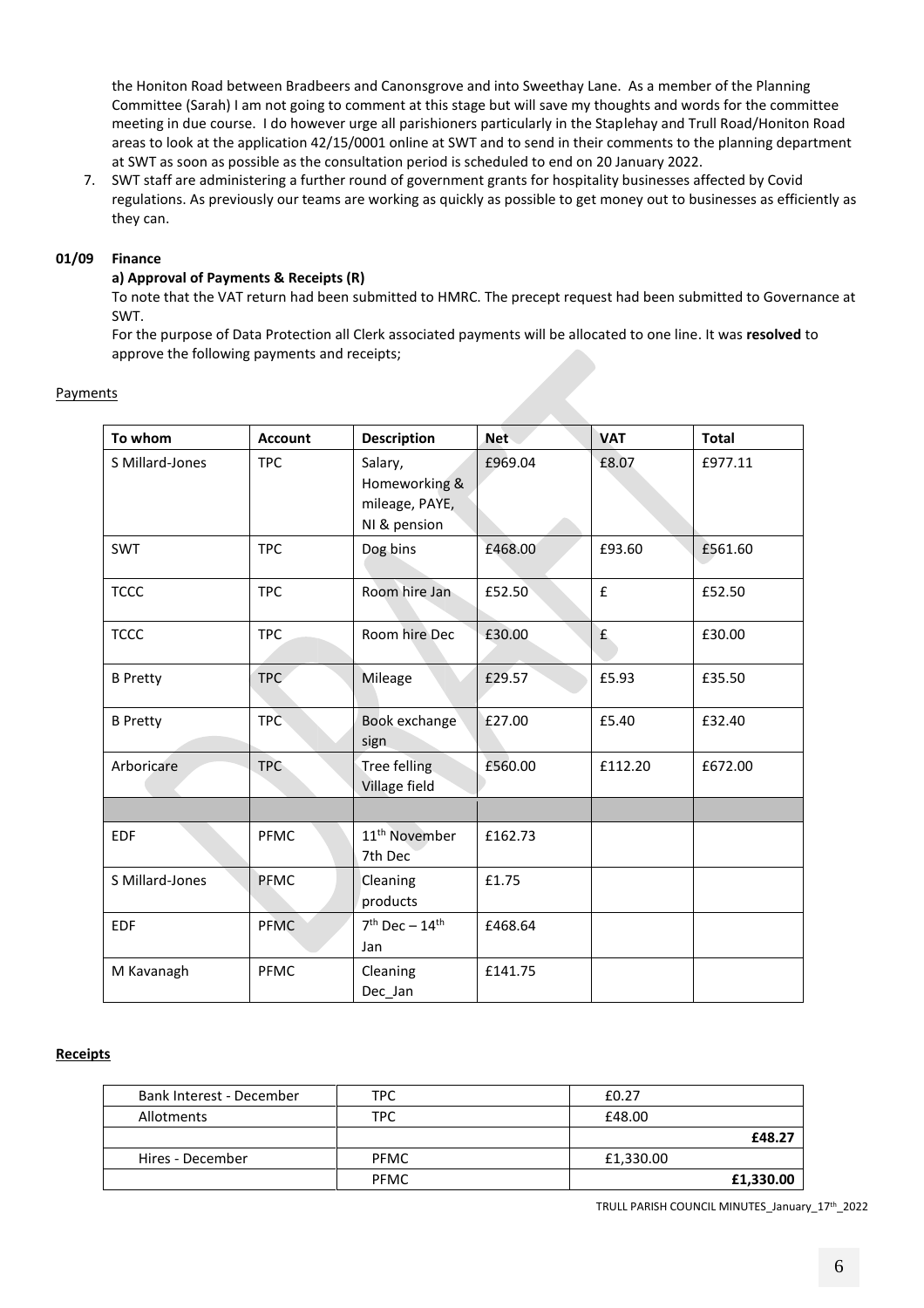the Honiton Road between Bradbeers and Canonsgrove and into Sweethay Lane. As a member of the Planning Committee (Sarah) I am not going to comment at this stage but will save my thoughts and words for the committee meeting in due course. I do however urge all parishioners particularly in the Staplehay and Trull Road/Honiton Road areas to look at the application 42/15/0001 online at SWT and to send in their comments to the planning department at SWT as soon as possible as the consultation period is scheduled to end on 20 January 2022.

7. SWT staff are administering a further round of government grants for hospitality businesses affected by Covid regulations. As previously our teams are working as quickly as possible to get money out to businesses as efficiently as they can.

**01/09 Finance**

**a) Approval of Payments & Receipts (R)**

To note that the VAT return had been submitted to HMRC. The precept request had been submitted to Governance at SWT.

For the purpose of Data Protection all Clerk associated payments will be allocated to one line. It was **resolved** to approve the following payments and receipts;

Payments

| To whom | Account | Description | Net | VAT | Total |
|---|---|---|---|---|---|
| S Millard-Jones | TPC | Salary, Homeworking & mileage, PAYE, NI & pension | £969.04 | £8.07 | £977.11 |
| SWT | TPC | Dog bins | £468.00 | £93.60 | £561.60 |
| TCCC | TPC | Room hire Jan | £52.50 | £ | £52.50 |
| TCCC | TPC | Room hire Dec | £30.00 | £ | £30.00 |
| B Pretty | TPC | Mileage | £29.57 | £5.93 | £35.50 |
| B Pretty | TPC | Book exchange sign | £27.00 | £5.40 | £32.40 |
| Arboricare | TPC | Tree felling Village field | £560.00 | £112.20 | £672.00 |
| | | | | | |
| EDF | PFMC | 11th November 7th Dec | £162.73 | | |
| S Millard-Jones | PFMC | Cleaning products | £1.75 | | |
| EDF | PFMC | 7th Dec – 14th Jan | £468.64 | | |
| M Kavanagh | PFMC | Cleaning Dec_Jan | £141.75 | | |

**Receipts**

| | | |
|---|---|---|
| Bank Interest - December | TPC | £0.27 |
| Allotments | TPC | £48.00 |
| | | **£48.27** |
| Hires - December | PFMC | £1,330.00 |
| | PFMC | **£1,330.00** |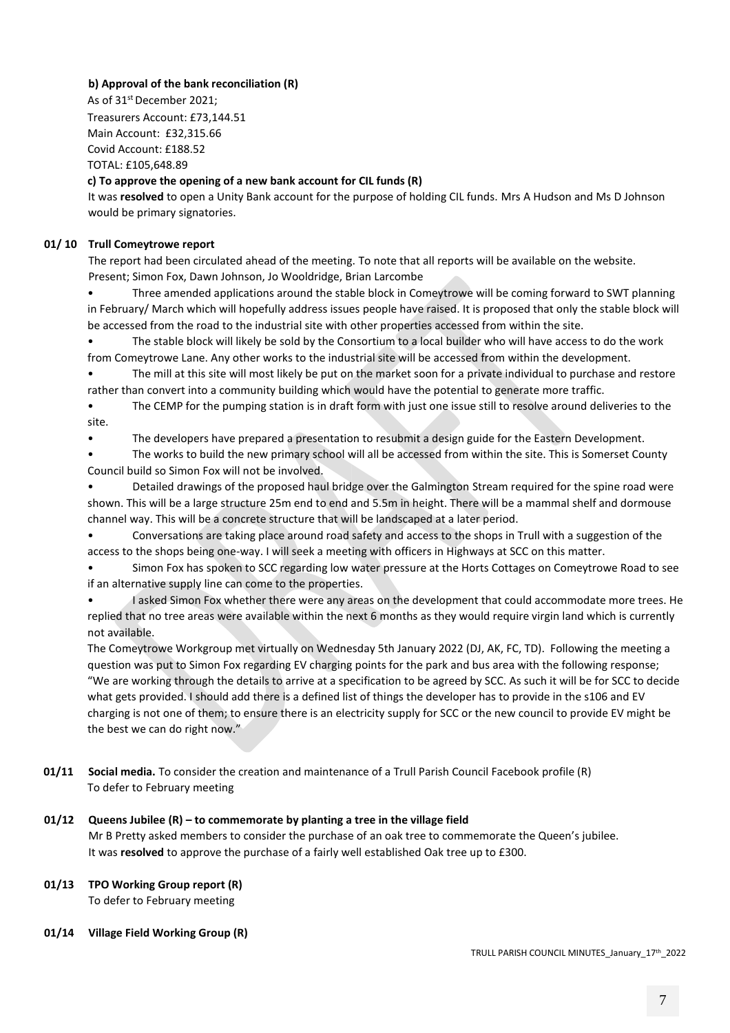**b) Approval of the bank reconciliation (R)**

As of 31st December 2021;
Treasurers Account: £73,144.51
Main Account: £32,315.66
Covid Account: £188.52
TOTAL: £105,648.89

**c) To approve the opening of a new bank account for CIL funds (R)**

It was **resolved** to open a Unity Bank account for the purpose of holding CIL funds. Mrs A Hudson and Ms D Johnson would be primary signatories.

**01/ 10 Trull Comeytrowe report**

The report had been circulated ahead of the meeting. To note that all reports will be available on the website.
Present; Simon Fox, Dawn Johnson, Jo Wooldridge, Brian Larcombe

- Three amended applications around the stable block in Comeytrowe will be coming forward to SWT planning in February/ March which will hopefully address issues people have raised. It is proposed that only the stable block will be accessed from the road to the industrial site with other properties accessed from within the site.
- The stable block will likely be sold by the Consortium to a local builder who will have access to do the work from Comeytrowe Lane. Any other works to the industrial site will be accessed from within the development.
- The mill at this site will most likely be put on the market soon for a private individual to purchase and restore rather than convert into a community building which would have the potential to generate more traffic.
- The CEMP for the pumping station is in draft form with just one issue still to resolve around deliveries to the site.
- The developers have prepared a presentation to resubmit a design guide for the Eastern Development.
- The works to build the new primary school will all be accessed from within the site. This is Somerset County Council build so Simon Fox will not be involved.
- Detailed drawings of the proposed haul bridge over the Galmington Stream required for the spine road were shown. This will be a large structure 25m end to end and 5.5m in height. There will be a mammal shelf and dormouse channel way. This will be a concrete structure that will be landscaped at a later period.
- Conversations are taking place around road safety and access to the shops in Trull with a suggestion of the access to the shops being one-way. I will seek a meeting with officers in Highways at SCC on this matter.
- Simon Fox has spoken to SCC regarding low water pressure at the Horts Cottages on Comeytrowe Road to see if an alternative supply line can come to the properties.
- I asked Simon Fox whether there were any areas on the development that could accommodate more trees. He replied that no tree areas were available within the next 6 months as they would require virgin land which is currently not available.

The Comeytrowe Workgroup met virtually on Wednesday 5th January 2022 (DJ, AK, FC, TD). Following the meeting a question was put to Simon Fox regarding EV charging points for the park and bus area with the following response; "We are working through the details to arrive at a specification to be agreed by SCC. As such it will be for SCC to decide what gets provided. I should add there is a defined list of things the developer has to provide in the s106 and EV charging is not one of them; to ensure there is an electricity supply for SCC or the new council to provide EV might be the best we can do right now."

**01/11 Social media.** To consider the creation and maintenance of a Trull Parish Council Facebook profile (R)
To defer to February meeting

**01/12 Queens Jubilee (R) – to commemorate by planting a tree in the village field**

Mr B Pretty asked members to consider the purchase of an oak tree to commemorate the Queen's jubilee.
It was **resolved** to approve the purchase of a fairly well established Oak tree up to £300.

**01/13 TPO Working Group report (R)**

To defer to February meeting

**01/14 Village Field Working Group (R)**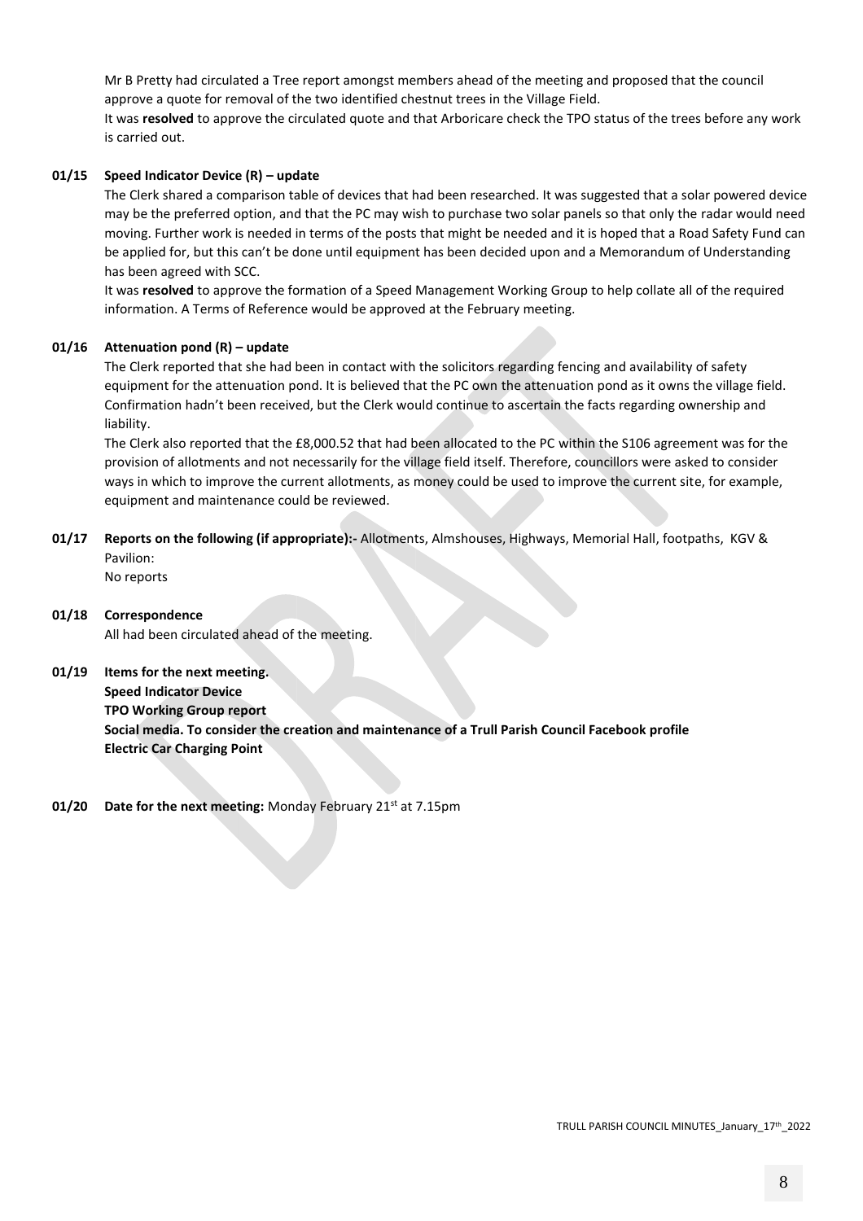Mr B Pretty had circulated a Tree report amongst members ahead of the meeting and proposed that the council approve a quote for removal of the two identified chestnut trees in the Village Field.

It was **resolved** to approve the circulated quote and that Arboricare check the TPO status of the trees before any work is carried out.

**01/15 Speed Indicator Device (R) – update**

The Clerk shared a comparison table of devices that had been researched. It was suggested that a solar powered device may be the preferred option, and that the PC may wish to purchase two solar panels so that only the radar would need moving. Further work is needed in terms of the posts that might be needed and it is hoped that a Road Safety Fund can be applied for, but this can't be done until equipment has been decided upon and a Memorandum of Understanding has been agreed with SCC.

It was **resolved** to approve the formation of a Speed Management Working Group to help collate all of the required information. A Terms of Reference would be approved at the February meeting.

**01/16 Attenuation pond (R) – update**

The Clerk reported that she had been in contact with the solicitors regarding fencing and availability of safety equipment for the attenuation pond. It is believed that the PC own the attenuation pond as it owns the village field. Confirmation hadn't been received, but the Clerk would continue to ascertain the facts regarding ownership and liability.

The Clerk also reported that the £8,000.52 that had been allocated to the PC within the S106 agreement was for the provision of allotments and not necessarily for the village field itself. Therefore, councillors were asked to consider ways in which to improve the current allotments, as money could be used to improve the current site, for example, equipment and maintenance could be reviewed.

**01/17 Reports on the following (if appropriate):-** Allotments, Almshouses, Highways, Memorial Hall, footpaths, KGV & Pavilion:

No reports

**01/18 Correspondence**

All had been circulated ahead of the meeting.

**01/19 Items for the next meeting.**

**Speed Indicator Device**
**TPO Working Group report**
**Social media. To consider the creation and maintenance of a Trull Parish Council Facebook profile**
**Electric Car Charging Point**

**01/20 Date for the next meeting:** Monday February 21st at 7.15pm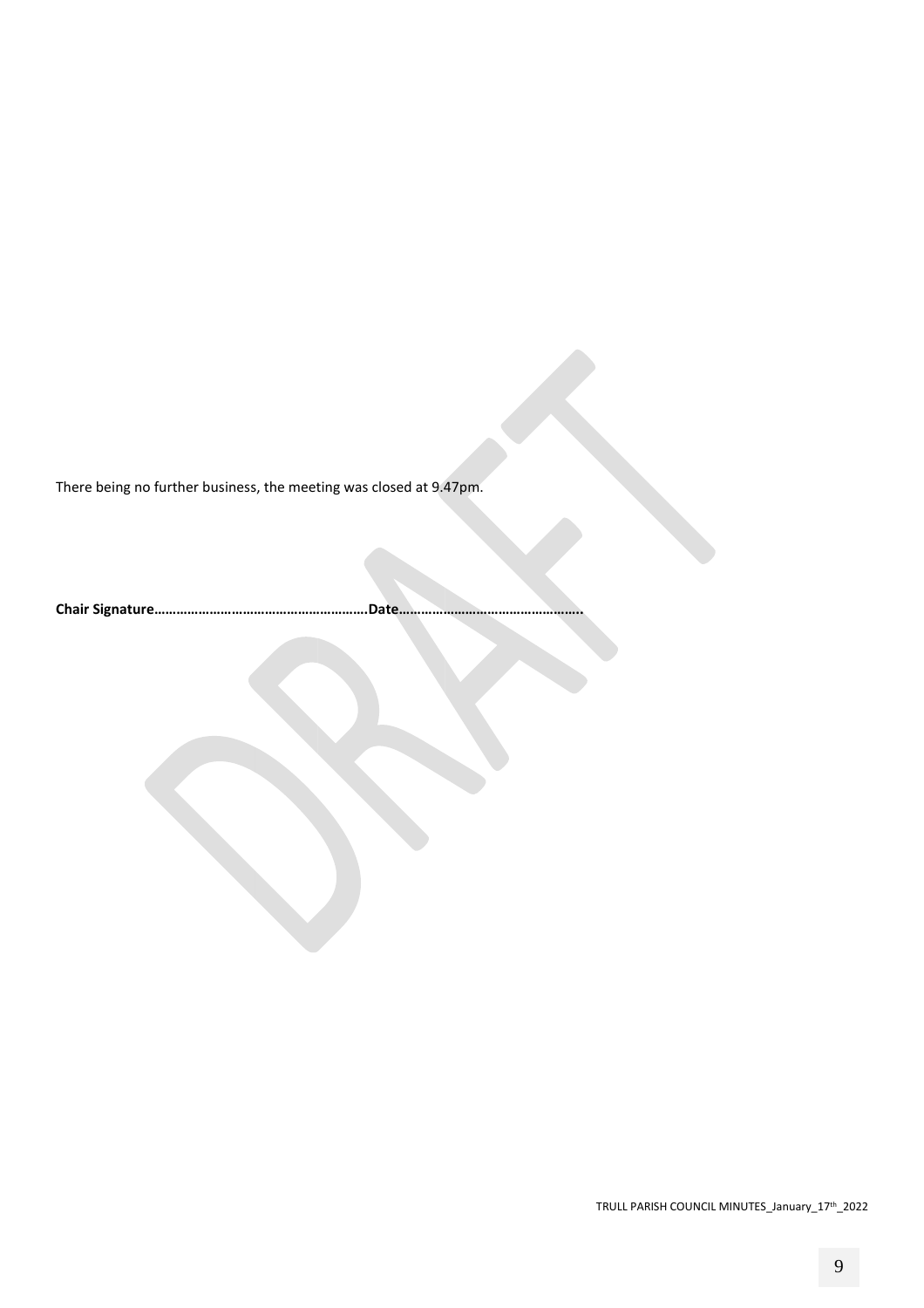There being no further business, the meeting was closed at 9.47pm.

**Chair Signature…………………………………………………Date…………………………………………..**